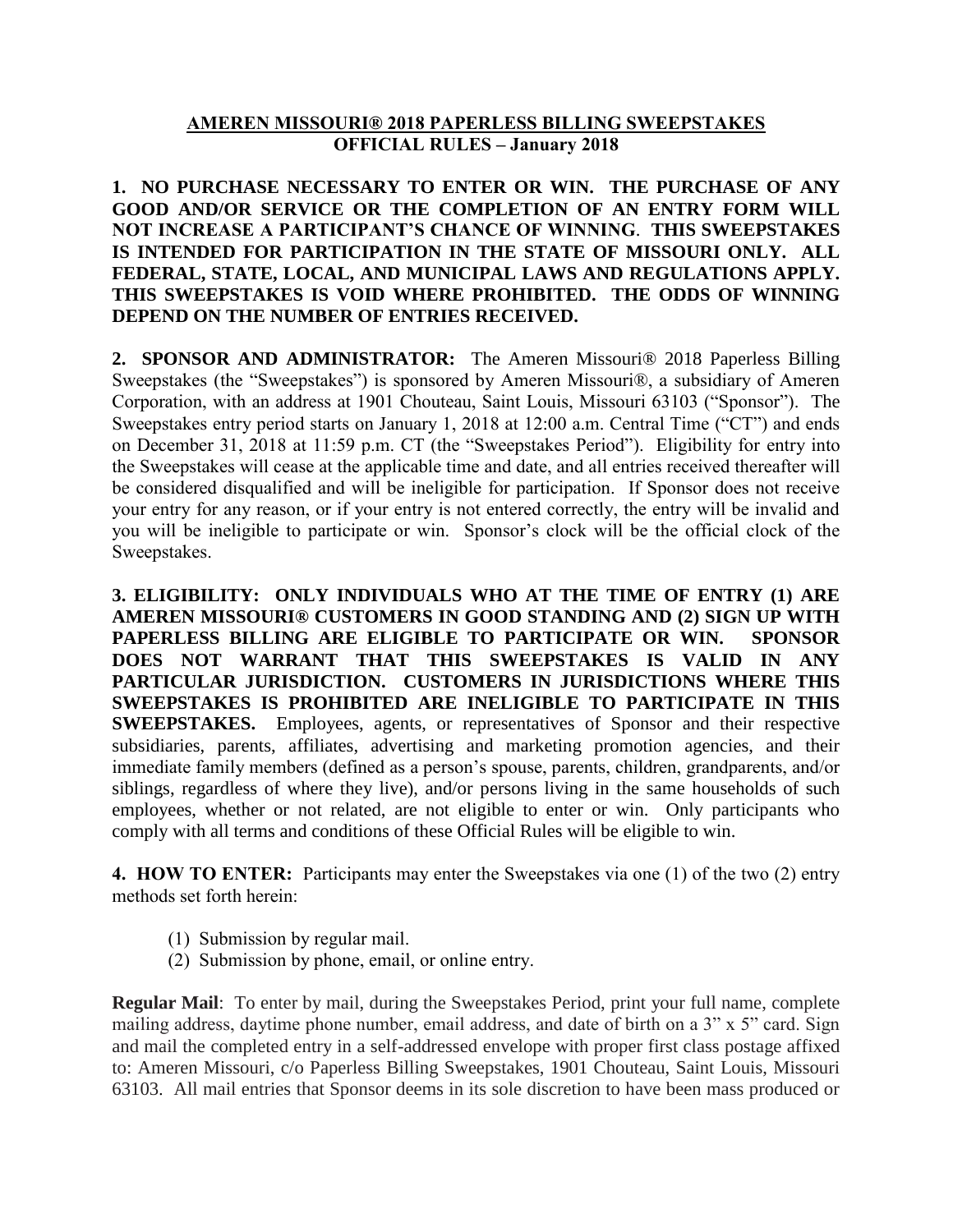# AMEREN MISSOURI® 2018 PAPERLESS BILLING SWEEPSTAKES
## OFFICIAL RULES – January 2018

**1. NO PURCHASE NECESSARY TO ENTER OR WIN. THE PURCHASE OF ANY GOOD AND/OR SERVICE OR THE COMPLETION OF AN ENTRY FORM WILL NOT INCREASE A PARTICIPANT'S CHANCE OF WINNING. THIS SWEEPSTAKES IS INTENDED FOR PARTICIPATION IN THE STATE OF MISSOURI ONLY. ALL FEDERAL, STATE, LOCAL, AND MUNICIPAL LAWS AND REGULATIONS APPLY. THIS SWEEPSTAKES IS VOID WHERE PROHIBITED. THE ODDS OF WINNING DEPEND ON THE NUMBER OF ENTRIES RECEIVED.**

**2. SPONSOR AND ADMINISTRATOR:** The Ameren Missouri® 2018 Paperless Billing Sweepstakes (the "Sweepstakes") is sponsored by Ameren Missouri®, a subsidiary of Ameren Corporation, with an address at 1901 Chouteau, Saint Louis, Missouri 63103 ("Sponsor"). The Sweepstakes entry period starts on January 1, 2018 at 12:00 a.m. Central Time ("CT") and ends on December 31, 2018 at 11:59 p.m. CT (the "Sweepstakes Period"). Eligibility for entry into the Sweepstakes will cease at the applicable time and date, and all entries received thereafter will be considered disqualified and will be ineligible for participation. If Sponsor does not receive your entry for any reason, or if your entry is not entered correctly, the entry will be invalid and you will be ineligible to participate or win. Sponsor's clock will be the official clock of the Sweepstakes.

**3. ELIGIBILITY: ONLY INDIVIDUALS WHO AT THE TIME OF ENTRY (1) ARE AMEREN MISSOURI® CUSTOMERS IN GOOD STANDING AND (2) SIGN UP WITH PAPERLESS BILLING ARE ELIGIBLE TO PARTICIPATE OR WIN. SPONSOR DOES NOT WARRANT THAT THIS SWEEPSTAKES IS VALID IN ANY PARTICULAR JURISDICTION. CUSTOMERS IN JURISDICTIONS WHERE THIS SWEEPSTAKES IS PROHIBITED ARE INELIGIBLE TO PARTICIPATE IN THIS SWEEPSTAKES.** Employees, agents, or representatives of Sponsor and their respective subsidiaries, parents, affiliates, advertising and marketing promotion agencies, and their immediate family members (defined as a person's spouse, parents, children, grandparents, and/or siblings, regardless of where they live), and/or persons living in the same households of such employees, whether or not related, are not eligible to enter or win. Only participants who comply with all terms and conditions of these Official Rules will be eligible to win.

**4. HOW TO ENTER:** Participants may enter the Sweepstakes via one (1) of the two (2) entry methods set forth herein:

(1) Submission by regular mail.
(2) Submission by phone, email, or online entry.

**Regular Mail**: To enter by mail, during the Sweepstakes Period, print your full name, complete mailing address, daytime phone number, email address, and date of birth on a 3" x 5" card. Sign and mail the completed entry in a self-addressed envelope with proper first class postage affixed to: Ameren Missouri, c/o Paperless Billing Sweepstakes, 1901 Chouteau, Saint Louis, Missouri 63103. All mail entries that Sponsor deems in its sole discretion to have been mass produced or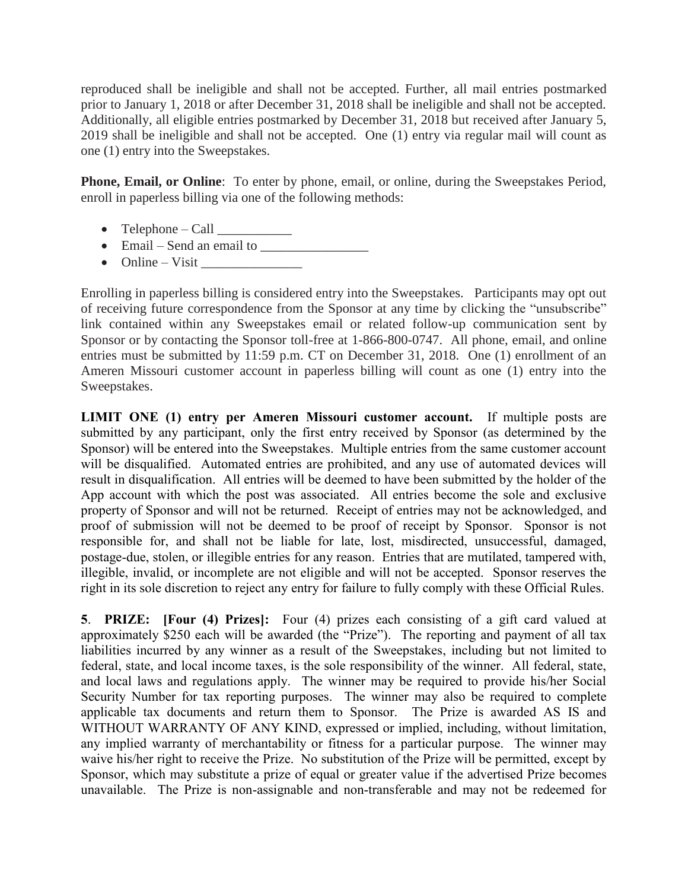reproduced shall be ineligible and shall not be accepted. Further, all mail entries postmarked prior to January 1, 2018 or after December 31, 2018 shall be ineligible and shall not be accepted. Additionally, all eligible entries postmarked by December 31, 2018 but received after January 5, 2019 shall be ineligible and shall not be accepted. One (1) entry via regular mail will count as one (1) entry into the Sweepstakes.

**Phone, Email, or Online**: To enter by phone, email, or online, during the Sweepstakes Period, enroll in paperless billing via one of the following methods:

- Telephone – Call ___________
- Email – Send an email to ________________
- Online – Visit _______________

Enrolling in paperless billing is considered entry into the Sweepstakes. Participants may opt out of receiving future correspondence from the Sponsor at any time by clicking the "unsubscribe" link contained within any Sweepstakes email or related follow-up communication sent by Sponsor or by contacting the Sponsor toll-free at 1-866-800-0747. All phone, email, and online entries must be submitted by 11:59 p.m. CT on December 31, 2018. One (1) enrollment of an Ameren Missouri customer account in paperless billing will count as one (1) entry into the Sweepstakes.

**LIMIT ONE (1) entry per Ameren Missouri customer account.** If multiple posts are submitted by any participant, only the first entry received by Sponsor (as determined by the Sponsor) will be entered into the Sweepstakes. Multiple entries from the same customer account will be disqualified. Automated entries are prohibited, and any use of automated devices will result in disqualification. All entries will be deemed to have been submitted by the holder of the App account with which the post was associated. All entries become the sole and exclusive property of Sponsor and will not be returned. Receipt of entries may not be acknowledged, and proof of submission will not be deemed to be proof of receipt by Sponsor. Sponsor is not responsible for, and shall not be liable for late, lost, misdirected, unsuccessful, damaged, postage-due, stolen, or illegible entries for any reason. Entries that are mutilated, tampered with, illegible, invalid, or incomplete are not eligible and will not be accepted. Sponsor reserves the right in its sole discretion to reject any entry for failure to fully comply with these Official Rules.

**5**. **PRIZE: [Four (4) Prizes]:** Four (4) prizes each consisting of a gift card valued at approximately $250 each will be awarded (the "Prize"). The reporting and payment of all tax liabilities incurred by any winner as a result of the Sweepstakes, including but not limited to federal, state, and local income taxes, is the sole responsibility of the winner. All federal, state, and local laws and regulations apply. The winner may be required to provide his/her Social Security Number for tax reporting purposes. The winner may also be required to complete applicable tax documents and return them to Sponsor. The Prize is awarded AS IS and WITHOUT WARRANTY OF ANY KIND, expressed or implied, including, without limitation, any implied warranty of merchantability or fitness for a particular purpose. The winner may waive his/her right to receive the Prize. No substitution of the Prize will be permitted, except by Sponsor, which may substitute a prize of equal or greater value if the advertised Prize becomes unavailable. The Prize is non-assignable and non-transferable and may not be redeemed for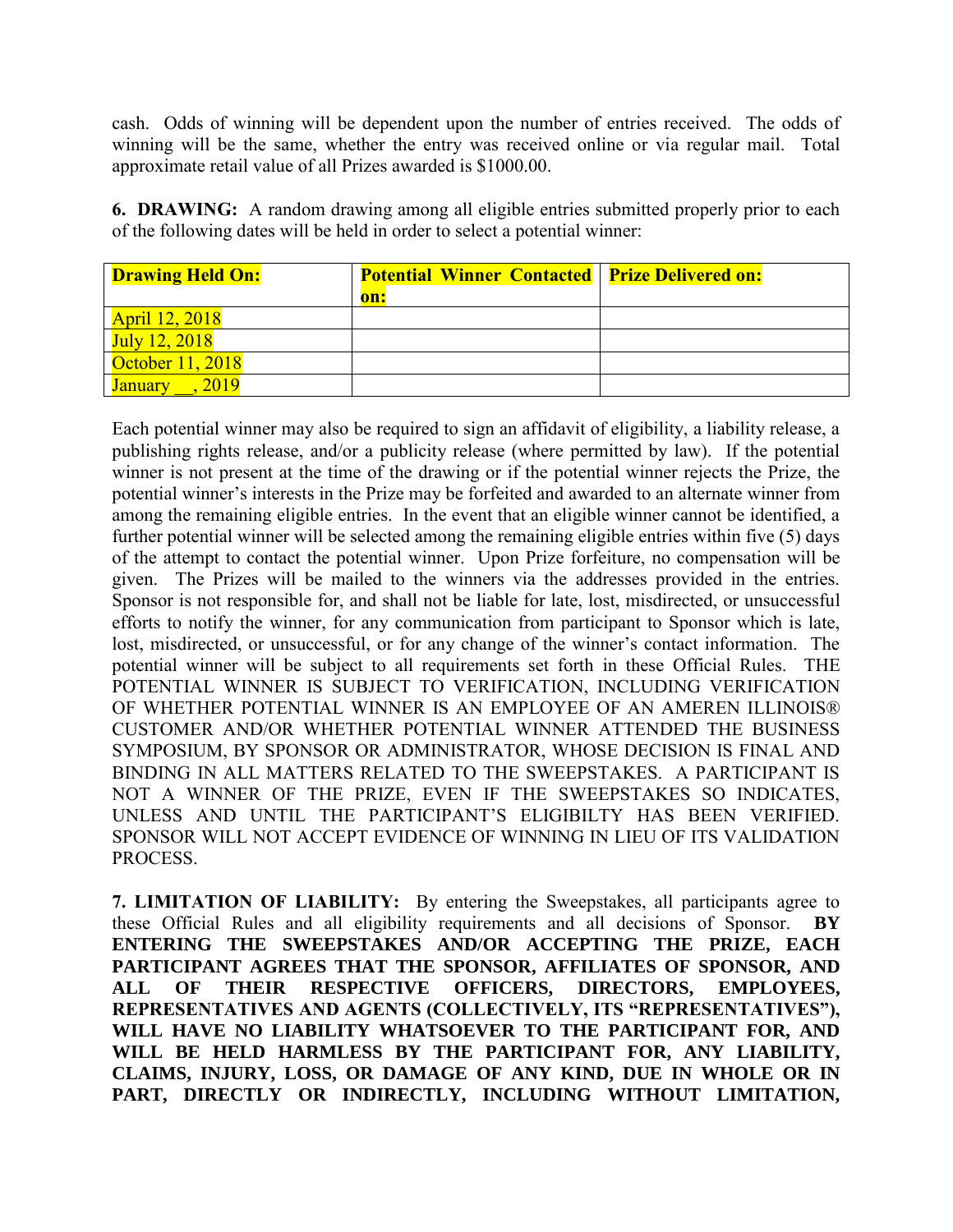cash. Odds of winning will be dependent upon the number of entries received. The odds of winning will be the same, whether the entry was received online or via regular mail. Total approximate retail value of all Prizes awarded is $1000.00.

**6. DRAWING:** A random drawing among all eligible entries submitted properly prior to each of the following dates will be held in order to select a potential winner:

| Drawing Held On: | Potential Winner Contacted on: | Prize Delivered on: |
|---|---|---|
| April 12, 2018 | | |
| July 12, 2018 | | |
| October 11, 2018 | | |
| January __, 2019 | | |

Each potential winner may also be required to sign an affidavit of eligibility, a liability release, a publishing rights release, and/or a publicity release (where permitted by law). If the potential winner is not present at the time of the drawing or if the potential winner rejects the Prize, the potential winner's interests in the Prize may be forfeited and awarded to an alternate winner from among the remaining eligible entries. In the event that an eligible winner cannot be identified, a further potential winner will be selected among the remaining eligible entries within five (5) days of the attempt to contact the potential winner. Upon Prize forfeiture, no compensation will be given. The Prizes will be mailed to the winners via the addresses provided in the entries. Sponsor is not responsible for, and shall not be liable for late, lost, misdirected, or unsuccessful efforts to notify the winner, for any communication from participant to Sponsor which is late, lost, misdirected, or unsuccessful, or for any change of the winner's contact information. The potential winner will be subject to all requirements set forth in these Official Rules. THE POTENTIAL WINNER IS SUBJECT TO VERIFICATION, INCLUDING VERIFICATION OF WHETHER POTENTIAL WINNER IS AN EMPLOYEE OF AN AMEREN ILLINOIS® CUSTOMER AND/OR WHETHER POTENTIAL WINNER ATTENDED THE BUSINESS SYMPOSIUM, BY SPONSOR OR ADMINISTRATOR, WHOSE DECISION IS FINAL AND BINDING IN ALL MATTERS RELATED TO THE SWEEPSTAKES. A PARTICIPANT IS NOT A WINNER OF THE PRIZE, EVEN IF THE SWEEPSTAKES SO INDICATES, UNLESS AND UNTIL THE PARTICIPANT'S ELIGIBILTY HAS BEEN VERIFIED. SPONSOR WILL NOT ACCEPT EVIDENCE OF WINNING IN LIEU OF ITS VALIDATION PROCESS.

**7. LIMITATION OF LIABILITY:** By entering the Sweepstakes, all participants agree to these Official Rules and all eligibility requirements and all decisions of Sponsor. **BY ENTERING THE SWEEPSTAKES AND/OR ACCEPTING THE PRIZE, EACH PARTICIPANT AGREES THAT THE SPONSOR, AFFILIATES OF SPONSOR, AND ALL OF THEIR RESPECTIVE OFFICERS, DIRECTORS, EMPLOYEES, REPRESENTATIVES AND AGENTS (COLLECTIVELY, ITS "REPRESENTATIVES"), WILL HAVE NO LIABILITY WHATSOEVER TO THE PARTICIPANT FOR, AND WILL BE HELD HARMLESS BY THE PARTICIPANT FOR, ANY LIABILITY, CLAIMS, INJURY, LOSS, OR DAMAGE OF ANY KIND, DUE IN WHOLE OR IN PART, DIRECTLY OR INDIRECTLY, INCLUDING WITHOUT LIMITATION,**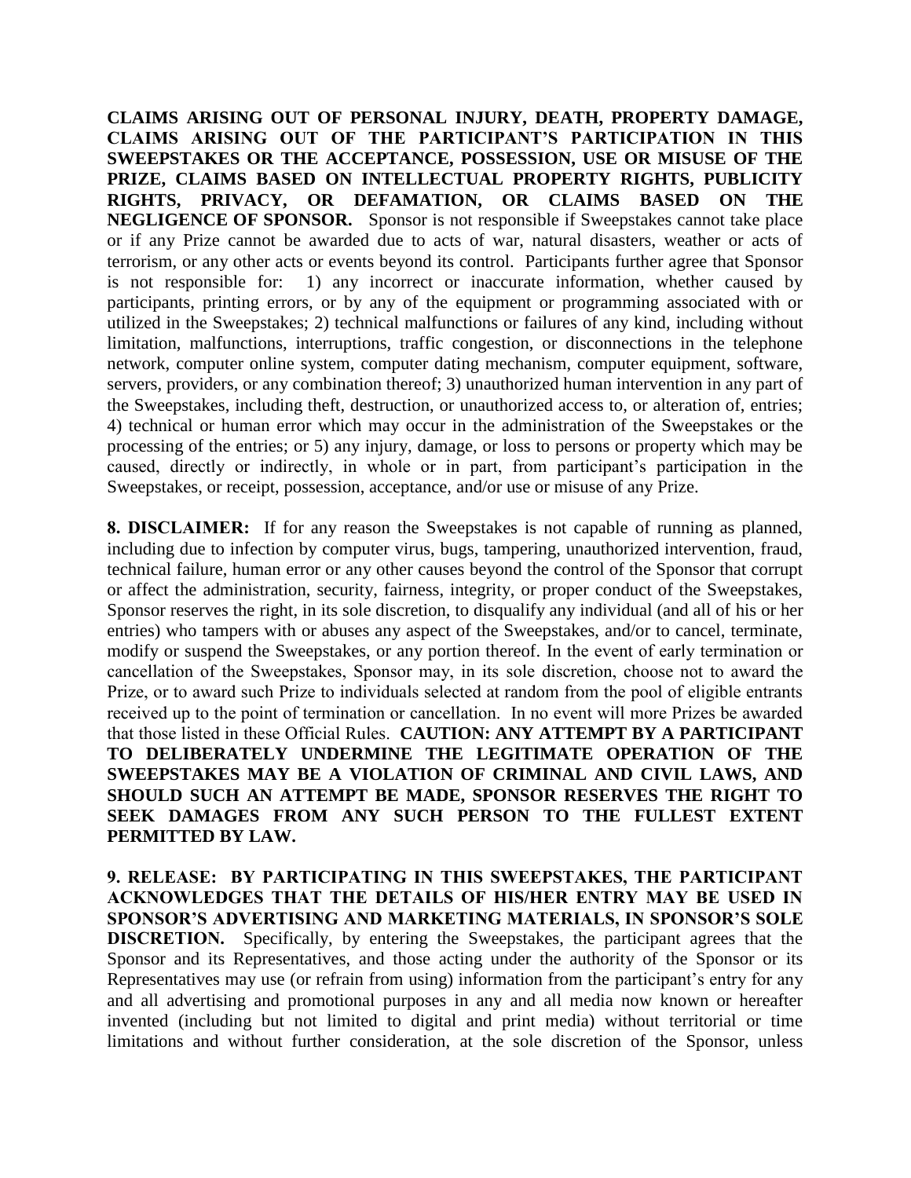**CLAIMS ARISING OUT OF PERSONAL INJURY, DEATH, PROPERTY DAMAGE, CLAIMS ARISING OUT OF THE PARTICIPANT'S PARTICIPATION IN THIS SWEEPSTAKES OR THE ACCEPTANCE, POSSESSION, USE OR MISUSE OF THE PRIZE, CLAIMS BASED ON INTELLECTUAL PROPERTY RIGHTS, PUBLICITY RIGHTS, PRIVACY, OR DEFAMATION, OR CLAIMS BASED ON THE NEGLIGENCE OF SPONSOR.** Sponsor is not responsible if Sweepstakes cannot take place or if any Prize cannot be awarded due to acts of war, natural disasters, weather or acts of terrorism, or any other acts or events beyond its control. Participants further agree that Sponsor is not responsible for: 1) any incorrect or inaccurate information, whether caused by participants, printing errors, or by any of the equipment or programming associated with or utilized in the Sweepstakes; 2) technical malfunctions or failures of any kind, including without limitation, malfunctions, interruptions, traffic congestion, or disconnections in the telephone network, computer online system, computer dating mechanism, computer equipment, software, servers, providers, or any combination thereof; 3) unauthorized human intervention in any part of the Sweepstakes, including theft, destruction, or unauthorized access to, or alteration of, entries; 4) technical or human error which may occur in the administration of the Sweepstakes or the processing of the entries; or 5) any injury, damage, or loss to persons or property which may be caused, directly or indirectly, in whole or in part, from participant's participation in the Sweepstakes, or receipt, possession, acceptance, and/or use or misuse of any Prize.

**8. DISCLAIMER:** If for any reason the Sweepstakes is not capable of running as planned, including due to infection by computer virus, bugs, tampering, unauthorized intervention, fraud, technical failure, human error or any other causes beyond the control of the Sponsor that corrupt or affect the administration, security, fairness, integrity, or proper conduct of the Sweepstakes, Sponsor reserves the right, in its sole discretion, to disqualify any individual (and all of his or her entries) who tampers with or abuses any aspect of the Sweepstakes, and/or to cancel, terminate, modify or suspend the Sweepstakes, or any portion thereof. In the event of early termination or cancellation of the Sweepstakes, Sponsor may, in its sole discretion, choose not to award the Prize, or to award such Prize to individuals selected at random from the pool of eligible entrants received up to the point of termination or cancellation. In no event will more Prizes be awarded that those listed in these Official Rules. **CAUTION: ANY ATTEMPT BY A PARTICIPANT TO DELIBERATELY UNDERMINE THE LEGITIMATE OPERATION OF THE SWEEPSTAKES MAY BE A VIOLATION OF CRIMINAL AND CIVIL LAWS, AND SHOULD SUCH AN ATTEMPT BE MADE, SPONSOR RESERVES THE RIGHT TO SEEK DAMAGES FROM ANY SUCH PERSON TO THE FULLEST EXTENT PERMITTED BY LAW.**

**9. RELEASE: BY PARTICIPATING IN THIS SWEEPSTAKES, THE PARTICIPANT ACKNOWLEDGES THAT THE DETAILS OF HIS/HER ENTRY MAY BE USED IN SPONSOR'S ADVERTISING AND MARKETING MATERIALS, IN SPONSOR'S SOLE DISCRETION.** Specifically, by entering the Sweepstakes, the participant agrees that the Sponsor and its Representatives, and those acting under the authority of the Sponsor or its Representatives may use (or refrain from using) information from the participant's entry for any and all advertising and promotional purposes in any and all media now known or hereafter invented (including but not limited to digital and print media) without territorial or time limitations and without further consideration, at the sole discretion of the Sponsor, unless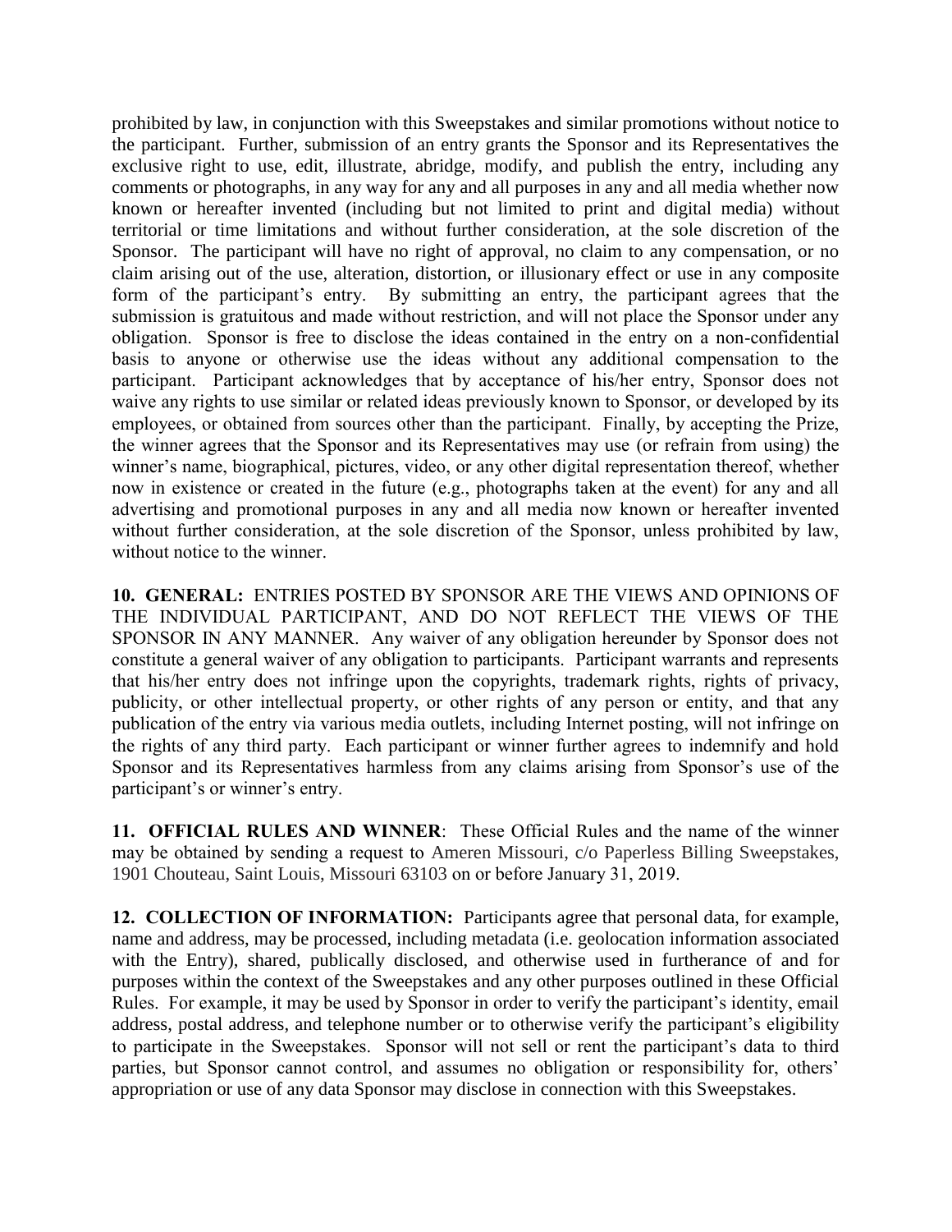prohibited by law, in conjunction with this Sweepstakes and similar promotions without notice to the participant. Further, submission of an entry grants the Sponsor and its Representatives the exclusive right to use, edit, illustrate, abridge, modify, and publish the entry, including any comments or photographs, in any way for any and all purposes in any and all media whether now known or hereafter invented (including but not limited to print and digital media) without territorial or time limitations and without further consideration, at the sole discretion of the Sponsor. The participant will have no right of approval, no claim to any compensation, or no claim arising out of the use, alteration, distortion, or illusionary effect or use in any composite form of the participant's entry. By submitting an entry, the participant agrees that the submission is gratuitous and made without restriction, and will not place the Sponsor under any obligation. Sponsor is free to disclose the ideas contained in the entry on a non-confidential basis to anyone or otherwise use the ideas without any additional compensation to the participant. Participant acknowledges that by acceptance of his/her entry, Sponsor does not waive any rights to use similar or related ideas previously known to Sponsor, or developed by its employees, or obtained from sources other than the participant. Finally, by accepting the Prize, the winner agrees that the Sponsor and its Representatives may use (or refrain from using) the winner's name, biographical, pictures, video, or any other digital representation thereof, whether now in existence or created in the future (e.g., photographs taken at the event) for any and all advertising and promotional purposes in any and all media now known or hereafter invented without further consideration, at the sole discretion of the Sponsor, unless prohibited by law, without notice to the winner.

**10. GENERAL:** ENTRIES POSTED BY SPONSOR ARE THE VIEWS AND OPINIONS OF THE INDIVIDUAL PARTICIPANT, AND DO NOT REFLECT THE VIEWS OF THE SPONSOR IN ANY MANNER. Any waiver of any obligation hereunder by Sponsor does not constitute a general waiver of any obligation to participants. Participant warrants and represents that his/her entry does not infringe upon the copyrights, trademark rights, rights of privacy, publicity, or other intellectual property, or other rights of any person or entity, and that any publication of the entry via various media outlets, including Internet posting, will not infringe on the rights of any third party. Each participant or winner further agrees to indemnify and hold Sponsor and its Representatives harmless from any claims arising from Sponsor's use of the participant's or winner's entry.

**11. OFFICIAL RULES AND WINNER**: These Official Rules and the name of the winner may be obtained by sending a request to Ameren Missouri, c/o Paperless Billing Sweepstakes, 1901 Chouteau, Saint Louis, Missouri 63103 on or before January 31, 2019.

**12. COLLECTION OF INFORMATION:** Participants agree that personal data, for example, name and address, may be processed, including metadata (i.e. geolocation information associated with the Entry), shared, publically disclosed, and otherwise used in furtherance of and for purposes within the context of the Sweepstakes and any other purposes outlined in these Official Rules. For example, it may be used by Sponsor in order to verify the participant's identity, email address, postal address, and telephone number or to otherwise verify the participant's eligibility to participate in the Sweepstakes. Sponsor will not sell or rent the participant's data to third parties, but Sponsor cannot control, and assumes no obligation or responsibility for, others' appropriation or use of any data Sponsor may disclose in connection with this Sweepstakes.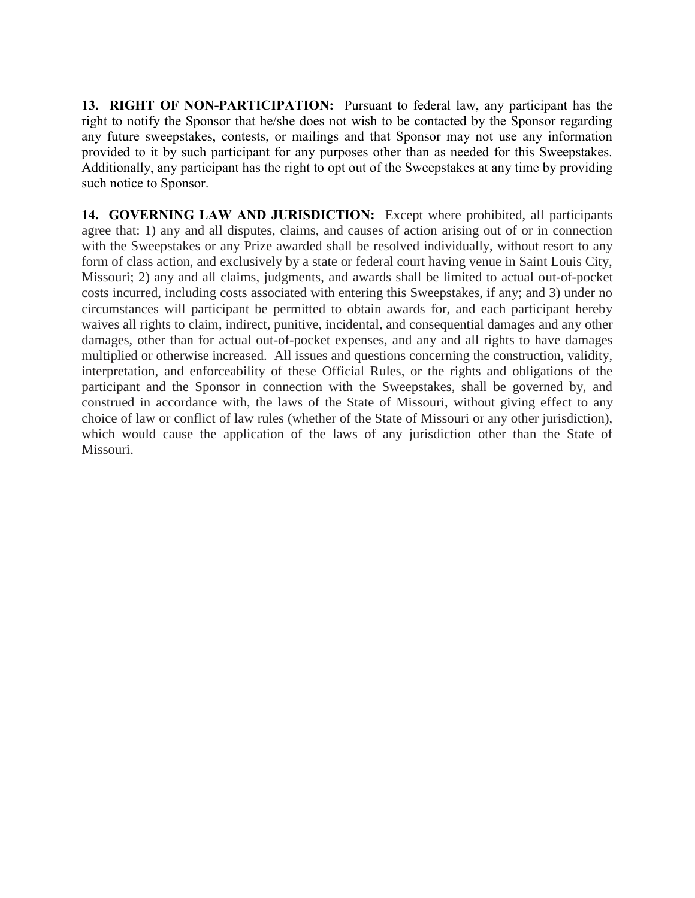**13. RIGHT OF NON-PARTICIPATION:** Pursuant to federal law, any participant has the right to notify the Sponsor that he/she does not wish to be contacted by the Sponsor regarding any future sweepstakes, contests, or mailings and that Sponsor may not use any information provided to it by such participant for any purposes other than as needed for this Sweepstakes. Additionally, any participant has the right to opt out of the Sweepstakes at any time by providing such notice to Sponsor.

**14. GOVERNING LAW AND JURISDICTION:** Except where prohibited, all participants agree that: 1) any and all disputes, claims, and causes of action arising out of or in connection with the Sweepstakes or any Prize awarded shall be resolved individually, without resort to any form of class action, and exclusively by a state or federal court having venue in Saint Louis City, Missouri; 2) any and all claims, judgments, and awards shall be limited to actual out-of-pocket costs incurred, including costs associated with entering this Sweepstakes, if any; and 3) under no circumstances will participant be permitted to obtain awards for, and each participant hereby waives all rights to claim, indirect, punitive, incidental, and consequential damages and any other damages, other than for actual out-of-pocket expenses, and any and all rights to have damages multiplied or otherwise increased. All issues and questions concerning the construction, validity, interpretation, and enforceability of these Official Rules, or the rights and obligations of the participant and the Sponsor in connection with the Sweepstakes, shall be governed by, and construed in accordance with, the laws of the State of Missouri, without giving effect to any choice of law or conflict of law rules (whether of the State of Missouri or any other jurisdiction), which would cause the application of the laws of any jurisdiction other than the State of Missouri.